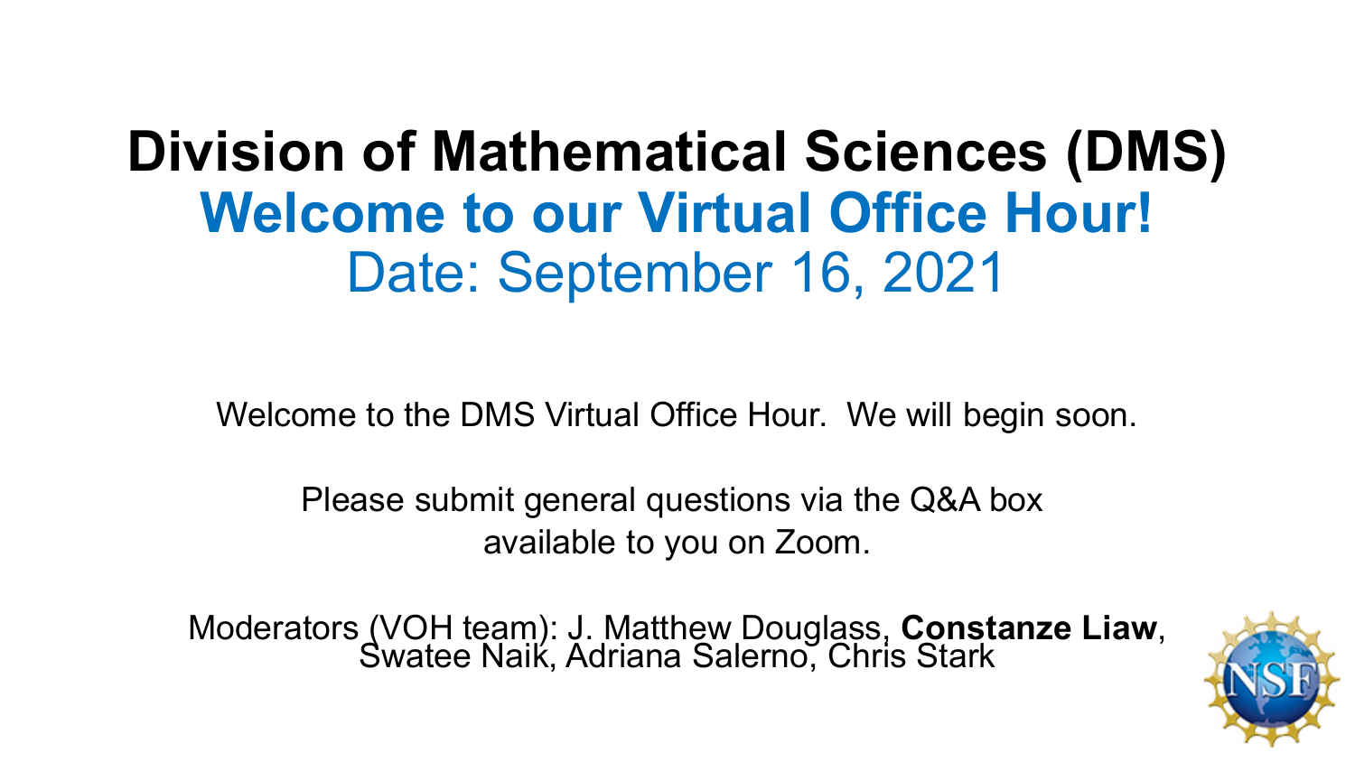# Division of Mathematical Sciences (DMS)

## Welcome to our Virtual Office Hour!

Date: September 16, 2021

Welcome to the DMS Virtual Office Hour. We will begin soon.

Please submit general questions via the Q&A box available to you on Zoom.

Moderators (VOH team): J. Matthew Douglass, **Constanze Liaw**, Swatee Naik, Adriana Salerno, Chris Stark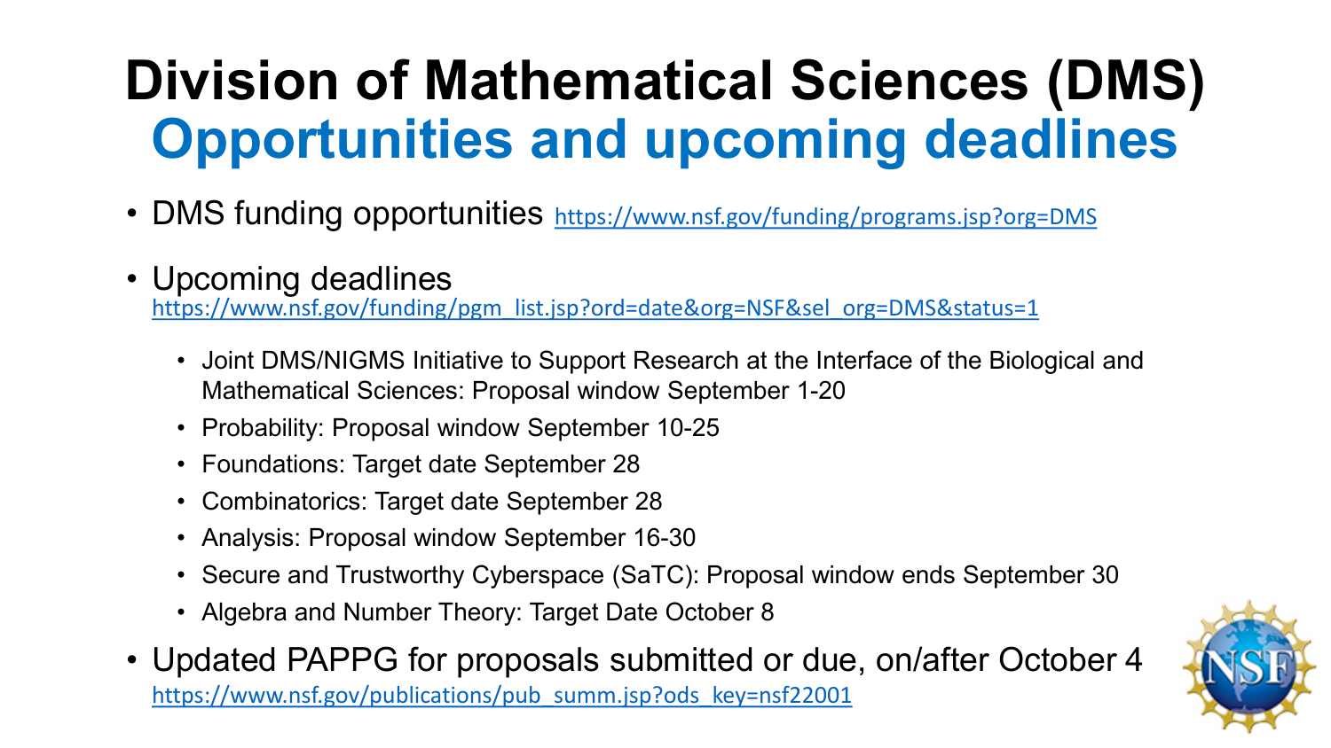# Division of Mathematical Sciences (DMS)
## Opportunities and upcoming deadlines

- DMS funding opportunities https://www.nsf.gov/funding/programs.jsp?org=DMS
- Upcoming deadlines
  https://www.nsf.gov/funding/pgm_list.jsp?ord=date&org=NSF&sel_org=DMS&status=1
  - Joint DMS/NIGMS Initiative to Support Research at the Interface of the Biological and Mathematical Sciences: Proposal window September 1-20
  - Probability: Proposal window September 10-25
  - Foundations: Target date September 28
  - Combinatorics: Target date September 28
  - Analysis: Proposal window September 16-30
  - Secure and Trustworthy Cyberspace (SaTC): Proposal window ends September 30
  - Algebra and Number Theory: Target Date October 8
- Updated PAPPG for proposals submitted or due, on/after October 4
  https://www.nsf.gov/publications/pub_summ.jsp?ods_key=nsf22001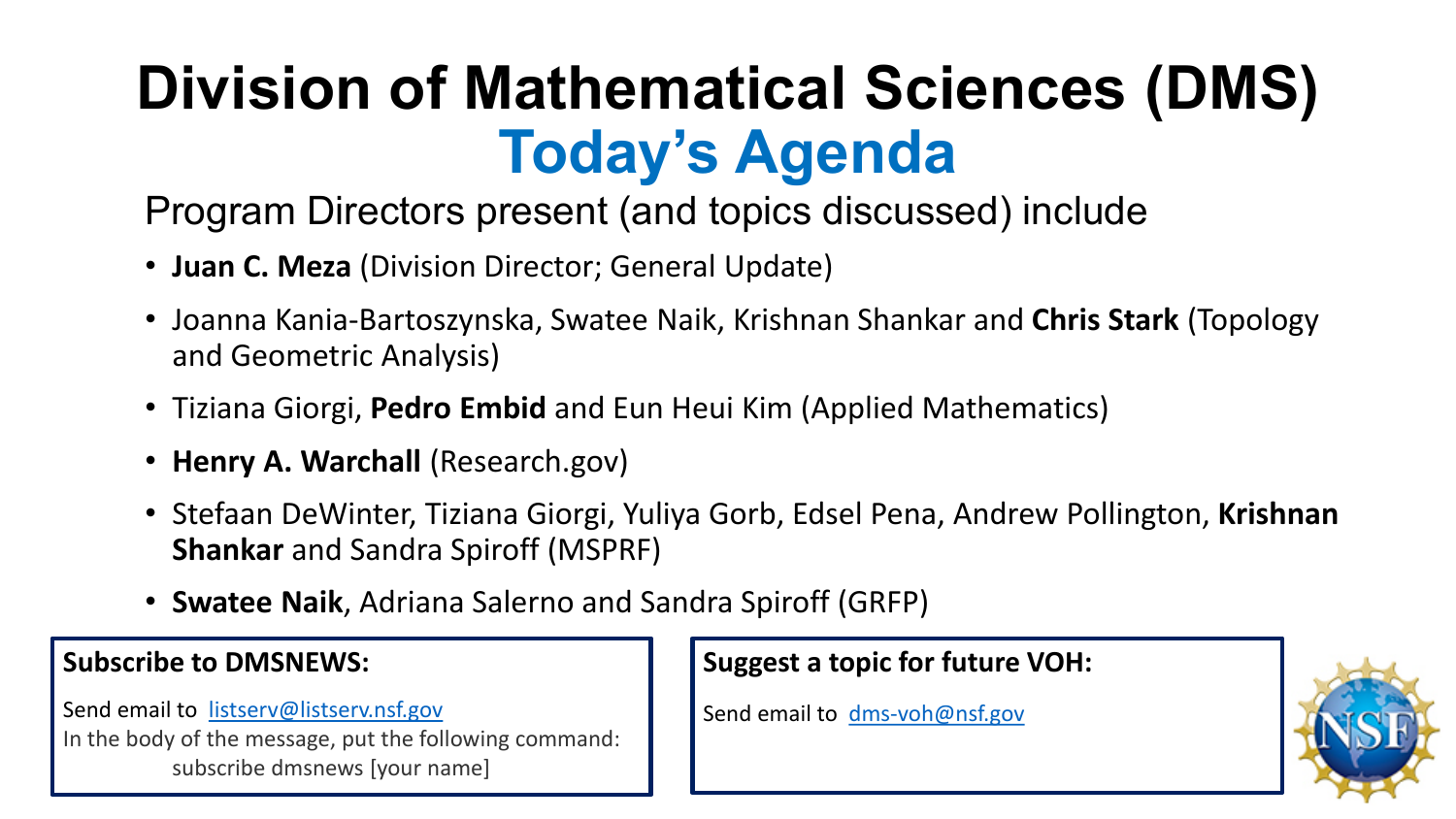# Division of Mathematical Sciences (DMS)

## Today's Agenda

Program Directors present (and topics discussed) include

- **Juan C. Meza** (Division Director; General Update)
- Joanna Kania-Bartoszynska, Swatee Naik, Krishnan Shankar and **Chris Stark** (Topology and Geometric Analysis)
- Tiziana Giorgi, **Pedro Embid** and Eun Heui Kim (Applied Mathematics)
- **Henry A. Warchall** (Research.gov)
- Stefaan DeWinter, Tiziana Giorgi, Yuliya Gorb, Edsel Pena, Andrew Pollington, **Krishnan Shankar** and Sandra Spiroff (MSPRF)
- **Swatee Naik**, Adriana Salerno and Sandra Spiroff (GRFP)

**Subscribe to DMSNEWS:**

Send email to listserv@listserv.nsf.gov
In the body of the message, put the following command:
subscribe dmsnews [your name]

**Suggest a topic for future VOH:**

Send email to dms-voh@nsf.gov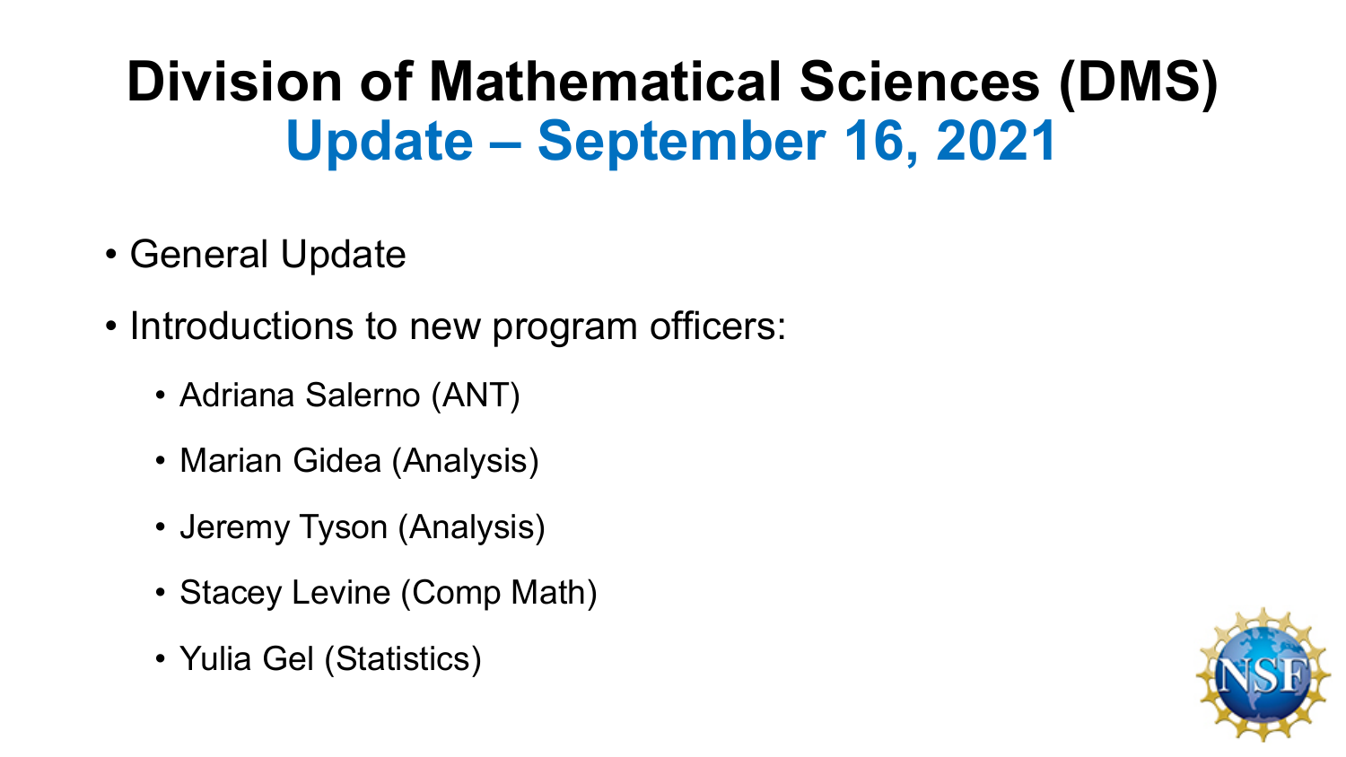# Division of Mathematical Sciences (DMS)
## Update – September 16, 2021

- General Update
- Introductions to new program officers:
  - Adriana Salerno (ANT)
  - Marian Gidea (Analysis)
  - Jeremy Tyson (Analysis)
  - Stacey Levine (Comp Math)
  - Yulia Gel (Statistics)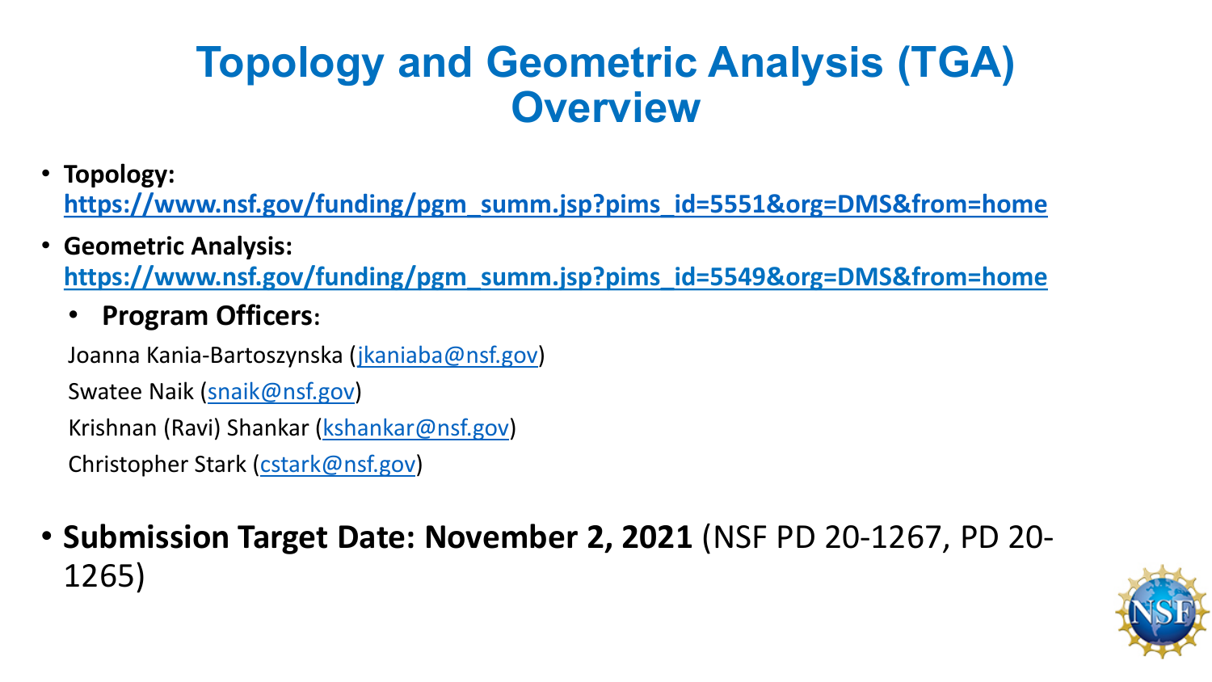# Topology and Geometric Analysis (TGA) Overview

- **Topology:** **https://www.nsf.gov/funding/pgm_summ.jsp?pims_id=5551&org=DMS&from=home**
- **Geometric Analysis:** **https://www.nsf.gov/funding/pgm_summ.jsp?pims_id=5549&org=DMS&from=home**
  - **Program Officers**:

    Joanna Kania-Bartoszynska (jkaniaba@nsf.gov)

    Swatee Naik (snaik@nsf.gov)

    Krishnan (Ravi) Shankar (kshankar@nsf.gov)

    Christopher Stark (cstark@nsf.gov)

- **Submission Target Date: November 2, 2021** (NSF PD 20-1267, PD 20-1265)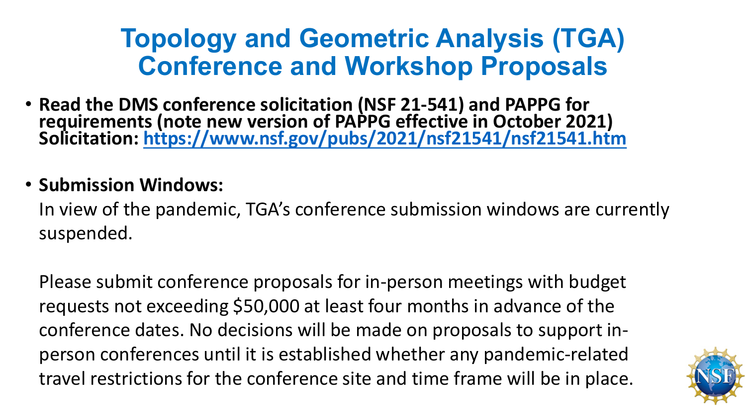# Topology and Geometric Analysis (TGA) Conference and Workshop Proposals

- **Read the DMS conference solicitation (NSF 21-541) and PAPPG for requirements (note new version of PAPPG effective in October 2021) Solicitation: https://www.nsf.gov/pubs/2021/nsf21541/nsf21541.htm**

- **Submission Windows:**

  In view of the pandemic, TGA's conference submission windows are currently suspended.

  Please submit conference proposals for in-person meetings with budget requests not exceeding $50,000 at least four months in advance of the conference dates. No decisions will be made on proposals to support in-person conferences until it is established whether any pandemic-related travel restrictions for the conference site and time frame will be in place.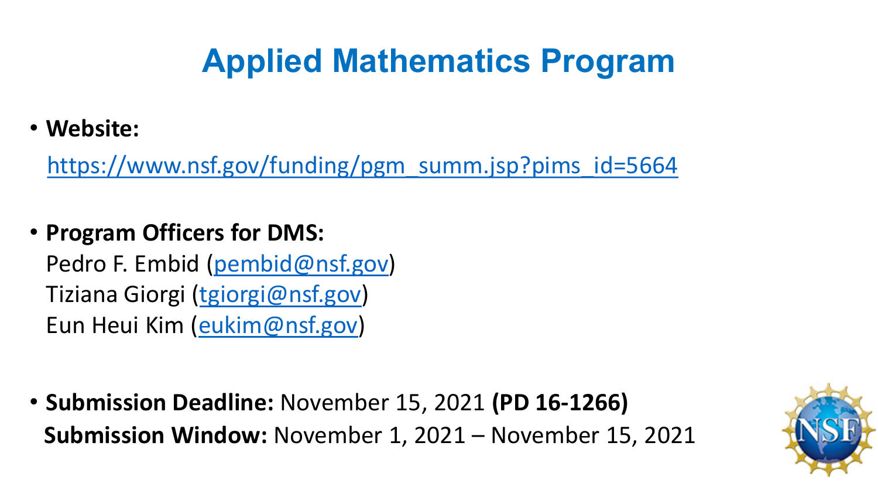# Applied Mathematics Program

- **Website:**
  https://www.nsf.gov/funding/pgm_summ.jsp?pims_id=5664

- **Program Officers for DMS:**
  Pedro F. Embid (pembid@nsf.gov)
  Tiziana Giorgi (tgiorgi@nsf.gov)
  Eun Heui Kim (eukim@nsf.gov)

- **Submission Deadline:** November 15, 2021 **(PD 16-1266)**
  **Submission Window:** November 1, 2021 – November 15, 2021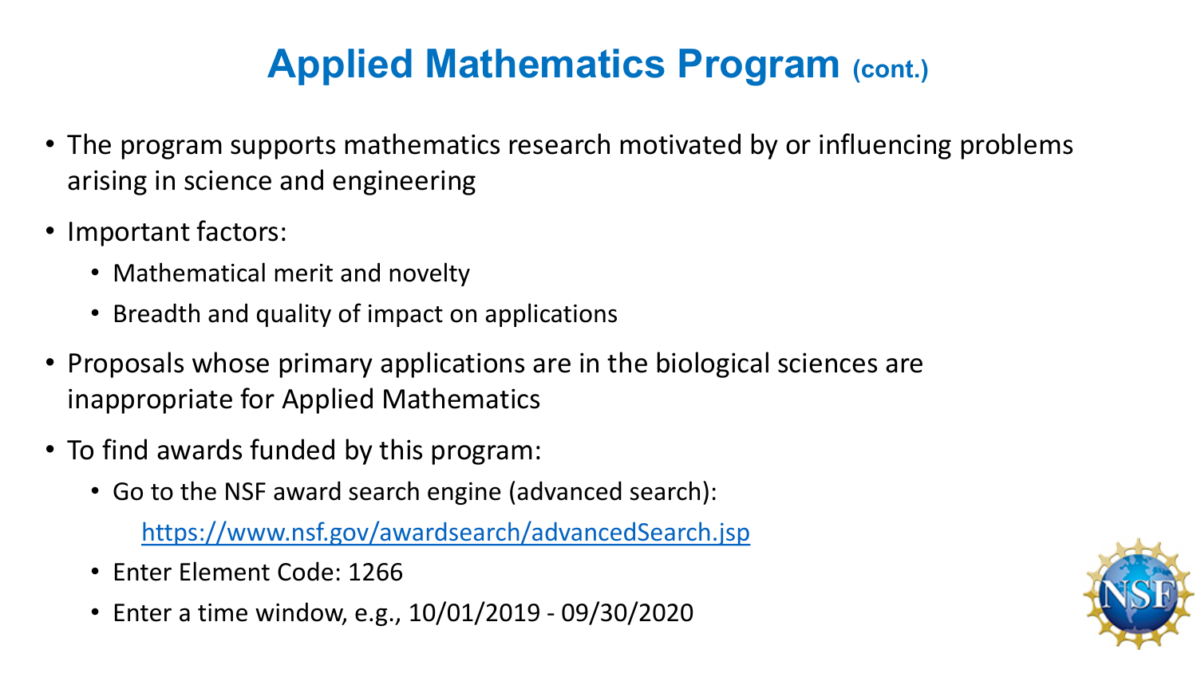# Applied Mathematics Program (cont.)

- The program supports mathematics research motivated by or influencing problems arising in science and engineering
- Important factors:
  - Mathematical merit and novelty
  - Breadth and quality of impact on applications
- Proposals whose primary applications are in the biological sciences are inappropriate for Applied Mathematics
- To find awards funded by this program:
  - Go to the NSF award search engine (advanced search):
    [https://www.nsf.gov/awardsearch/advancedSearch.jsp](https://www.nsf.gov/awardsearch/advancedSearch.jsp)
  - Enter Element Code: 1266
  - Enter a time window, e.g., 10/01/2019 - 09/30/2020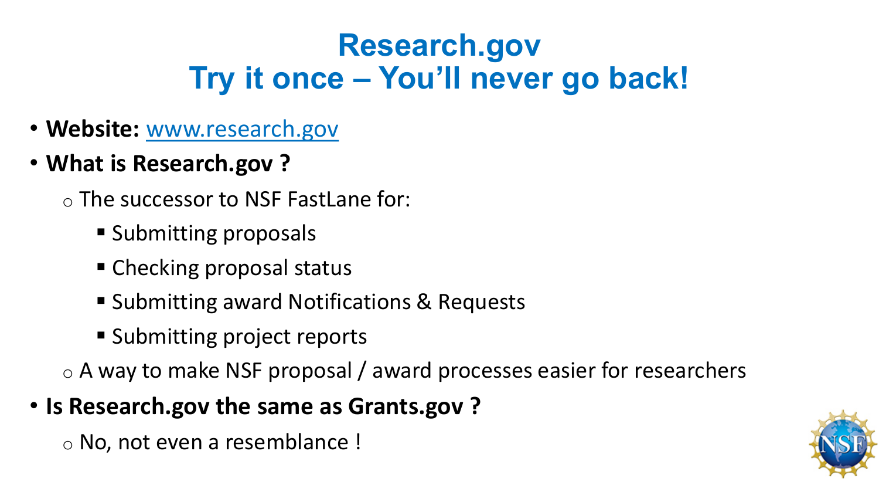# Research.gov
# Try it once – You'll never go back!

- **Website:** [www.research.gov](http://www.research.gov)
- **What is Research.gov ?**
  - The successor to NSF FastLane for:
    - Submitting proposals
    - Checking proposal status
    - Submitting award Notifications & Requests
    - Submitting project reports
  - A way to make NSF proposal / award processes easier for researchers
- **Is Research.gov the same as Grants.gov ?**
  - No, not even a resemblance !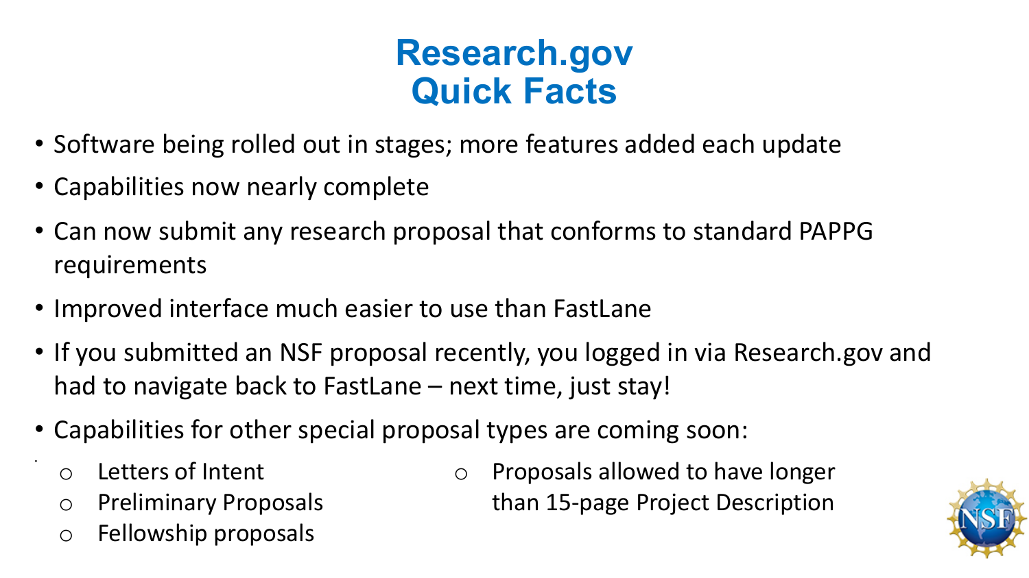# Research.gov Quick Facts

- Software being rolled out in stages; more features added each update
- Capabilities now nearly complete
- Can now submit any research proposal that conforms to standard PAPPG requirements
- Improved interface much easier to use than FastLane
- If you submitted an NSF proposal recently, you logged in via Research.gov and had to navigate back to FastLane – next time, just stay!
- Capabilities for other special proposal types are coming soon:
  - Letters of Intent
  - Preliminary Proposals
  - Fellowship proposals
  - Proposals allowed to have longer than 15-page Project Description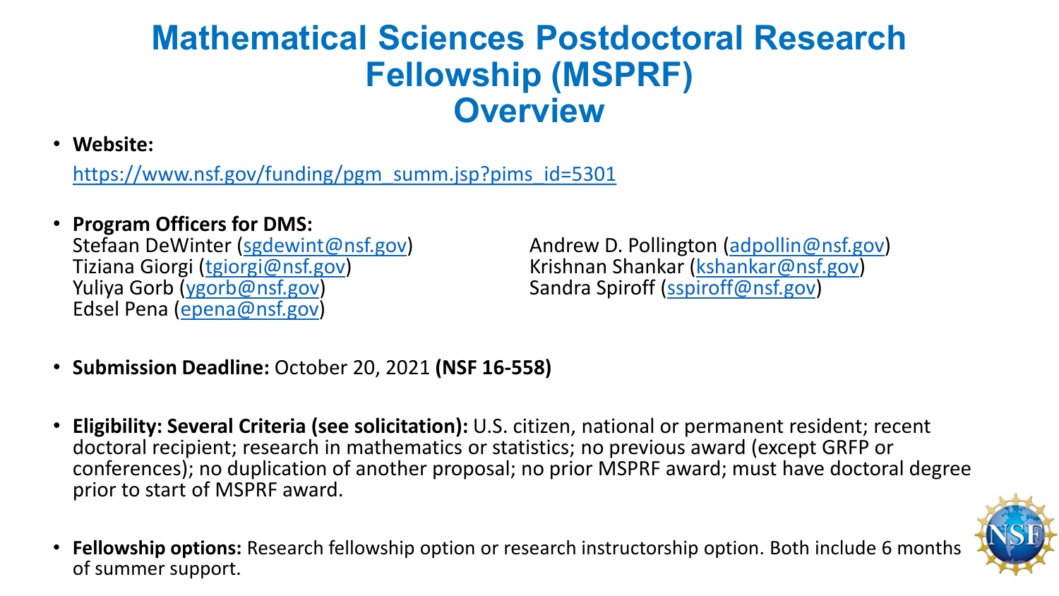# Mathematical Sciences Postdoctoral Research Fellowship (MSPRF) Overview

- **Website:**

  https://www.nsf.gov/funding/pgm_summ.jsp?pims_id=5301

- **Program Officers for DMS:**
  Stefaan DeWinter (sgdewint@nsf.gov)
  Tiziana Giorgi (tgiorgi@nsf.gov)
  Yuliya Gorb (ygorb@nsf.gov)
  Edsel Pena (epena@nsf.gov)
  Andrew D. Pollington (adpollin@nsf.gov)
  Krishnan Shankar (kshankar@nsf.gov)
  Sandra Spiroff (sspiroff@nsf.gov)

- **Submission Deadline:** October 20, 2021 **(NSF 16-558)**

- **Eligibility: Several Criteria (see solicitation):** U.S. citizen, national or permanent resident; recent doctoral recipient; research in mathematics or statistics; no previous award (except GRFP or conferences); no duplication of another proposal; no prior MSPRF award; must have doctoral degree prior to start of MSPRF award.

- **Fellowship options:** Research fellowship option or research instructorship option. Both include 6 months of summer support.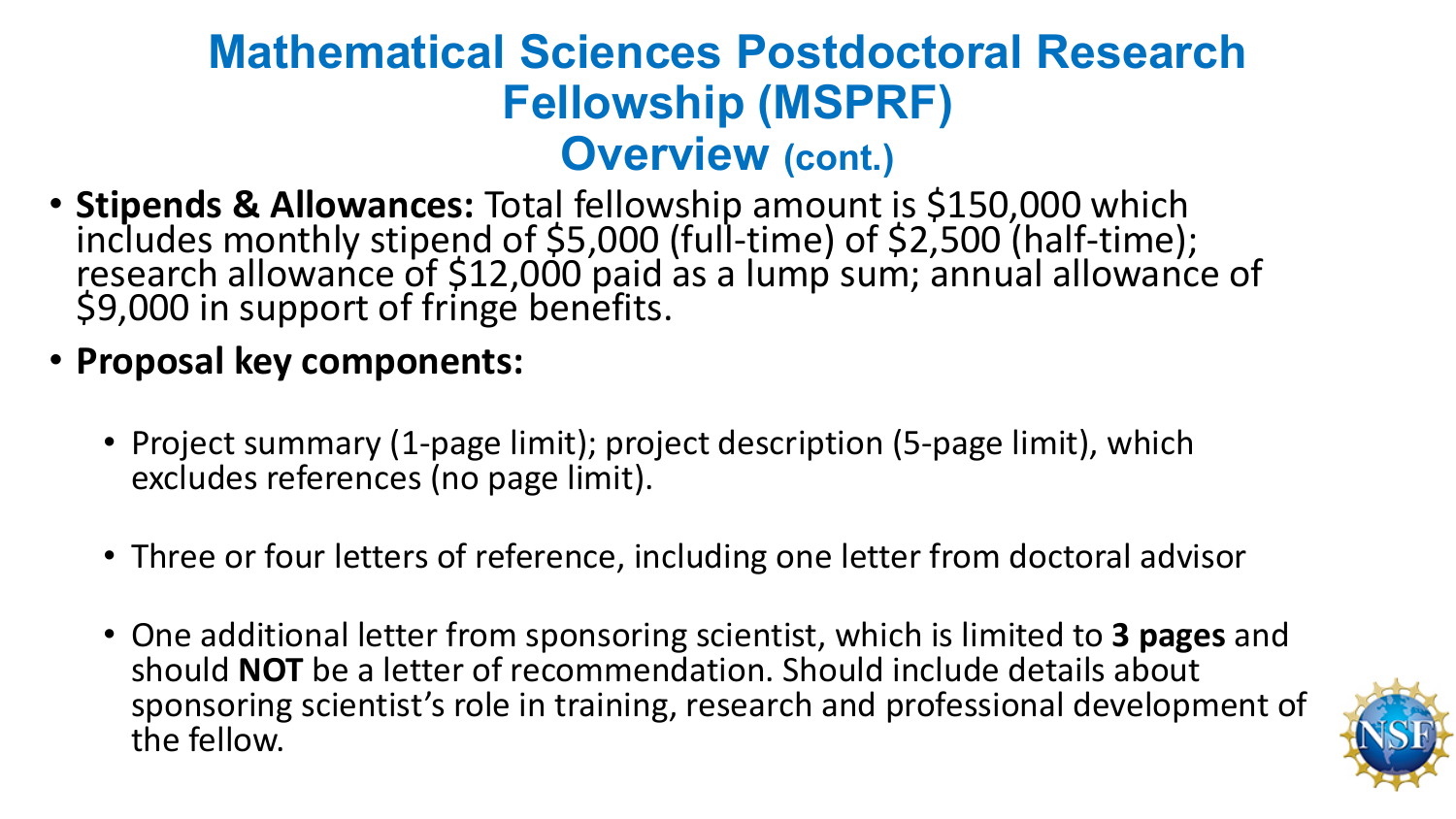# Mathematical Sciences Postdoctoral Research Fellowship (MSPRF)

## Overview (cont.)

- **Stipends & Allowances:** Total fellowship amount is $150,000 which includes monthly stipend of $5,000 (full-time) of $2,500 (half-time); research allowance of $12,000 paid as a lump sum; annual allowance of $9,000 in support of fringe benefits.
- **Proposal key components:**
  - Project summary (1-page limit); project description (5-page limit), which excludes references (no page limit).
  - Three or four letters of reference, including one letter from doctoral advisor
  - One additional letter from sponsoring scientist, which is limited to **3 pages** and should **NOT** be a letter of recommendation. Should include details about sponsoring scientist's role in training, research and professional development of the fellow.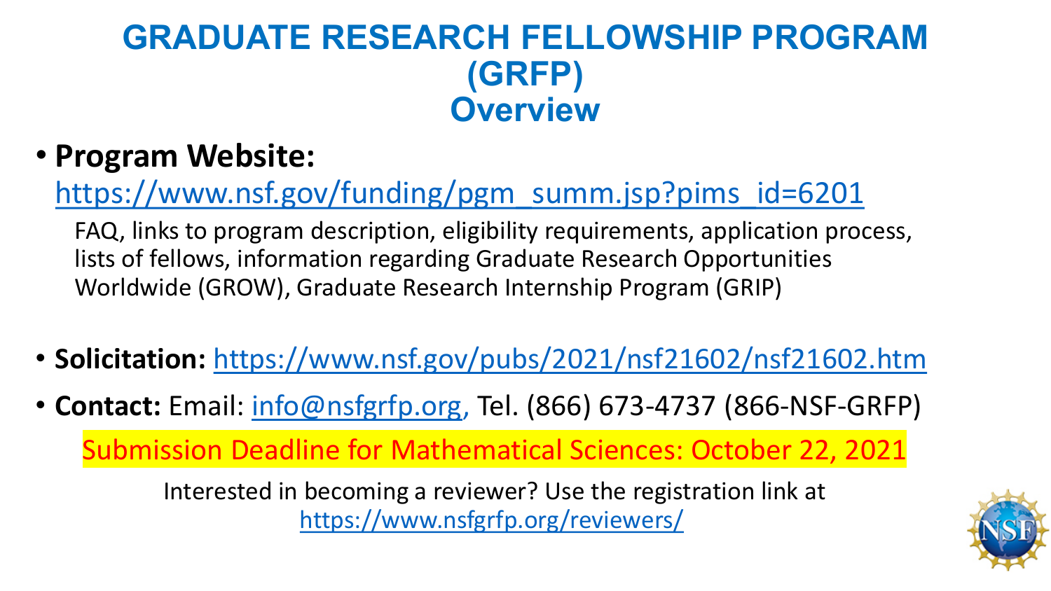# GRADUATE RESEARCH FELLOWSHIP PROGRAM (GRFP)
## Overview

- **Program Website:** https://www.nsf.gov/funding/pgm_summ.jsp?pims_id=6201

  FAQ, links to program description, eligibility requirements, application process, lists of fellows, information regarding Graduate Research Opportunities Worldwide (GROW), Graduate Research Internship Program (GRIP)

- **Solicitation:** https://www.nsf.gov/pubs/2021/nsf21602/nsf21602.htm
- **Contact:** Email: info@nsfgrfp.org, Tel. (866) 673-4737 (866-NSF-GRFP)

Submission Deadline for Mathematical Sciences: October 22, 2021

Interested in becoming a reviewer? Use the registration link at https://www.nsfgrfp.org/reviewers/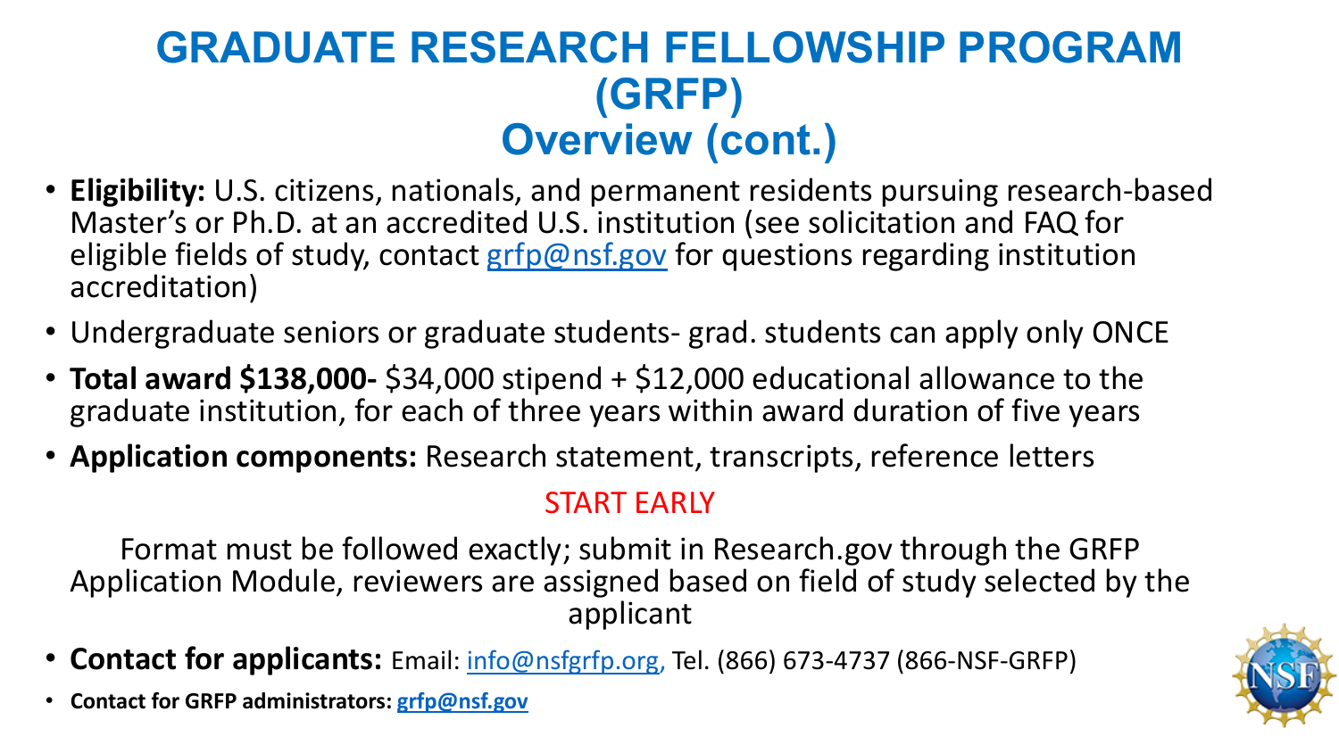# GRADUATE RESEARCH FELLOWSHIP PROGRAM (GRFP)

## Overview (cont.)

- **Eligibility:** U.S. citizens, nationals, and permanent residents pursuing research-based Master's or Ph.D. at an accredited U.S. institution (see solicitation and FAQ for eligible fields of study, contact grfp@nsf.gov for questions regarding institution accreditation)
- Undergraduate seniors or graduate students- grad. students can apply only ONCE
- **Total award $138,000-** $34,000 stipend + $12,000 educational allowance to the graduate institution, for each of three years within award duration of five years
- **Application components:** Research statement, transcripts, reference letters

START EARLY

Format must be followed exactly; submit in Research.gov through the GRFP Application Module, reviewers are assigned based on field of study selected by the applicant

- **Contact for applicants:** Email: info@nsfgrfp.org, Tel. (866) 673-4737 (866-NSF-GRFP)
- **Contact for GRFP administrators: grfp@nsf.gov**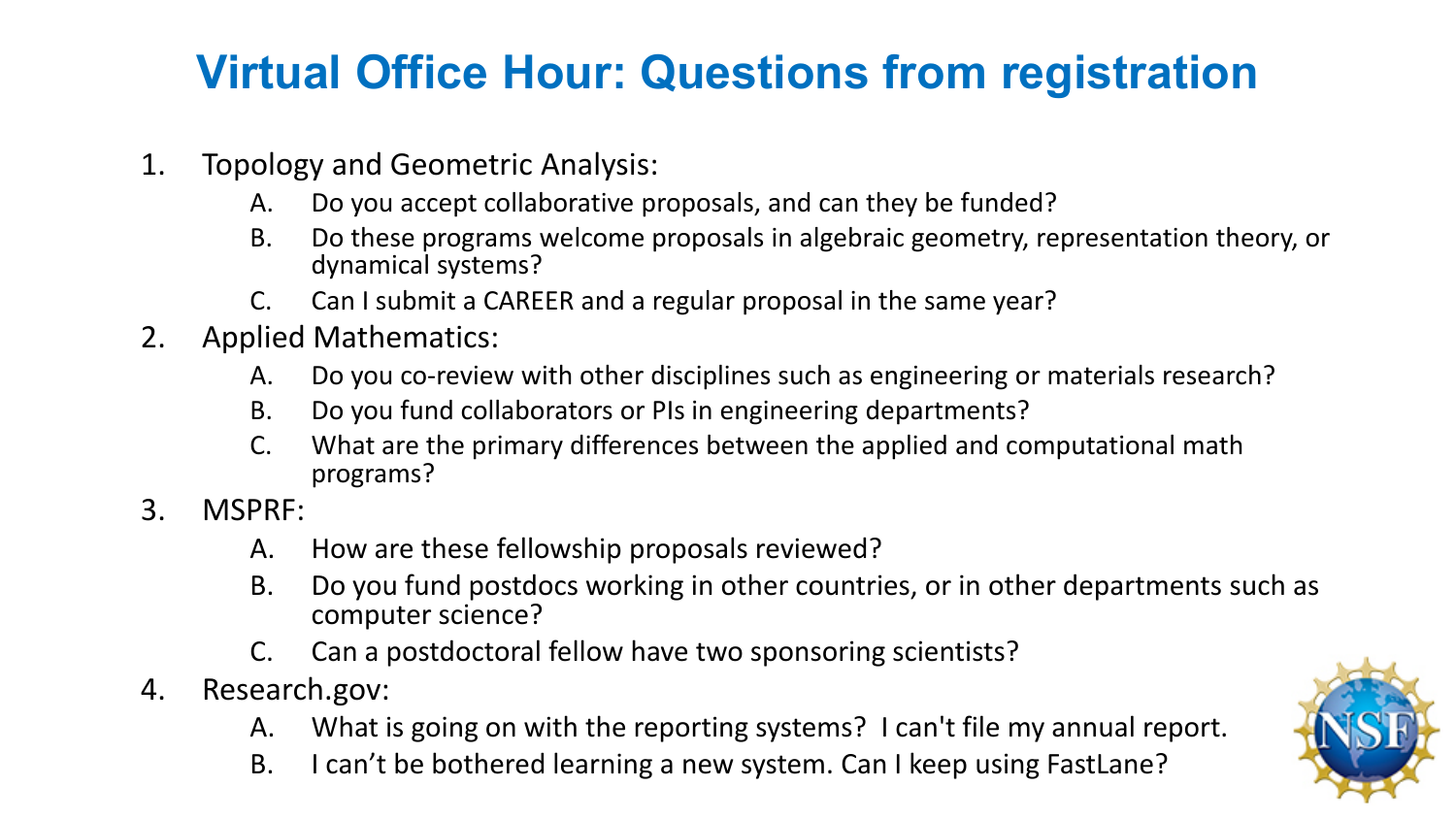# Virtual Office Hour: Questions from registration

1. Topology and Geometric Analysis:
   - A. Do you accept collaborative proposals, and can they be funded?
   - B. Do these programs welcome proposals in algebraic geometry, representation theory, or dynamical systems?
   - C. Can I submit a CAREER and a regular proposal in the same year?
2. Applied Mathematics:
   - A. Do you co-review with other disciplines such as engineering or materials research?
   - B. Do you fund collaborators or PIs in engineering departments?
   - C. What are the primary differences between the applied and computational math programs?
3. MSPRF:
   - A. How are these fellowship proposals reviewed?
   - B. Do you fund postdocs working in other countries, or in other departments such as computer science?
   - C. Can a postdoctoral fellow have two sponsoring scientists?
4. Research.gov:
   - A. What is going on with the reporting systems? I can't file my annual report.
   - B. I can't be bothered learning a new system. Can I keep using FastLane?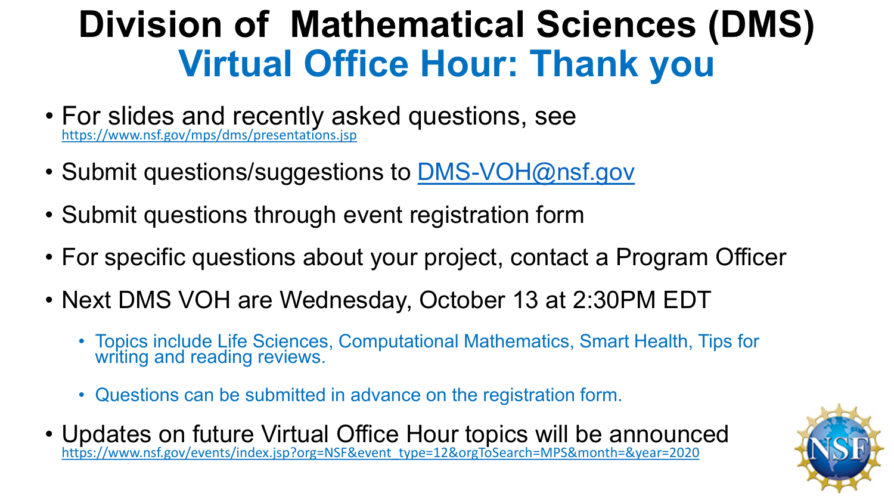# Division of Mathematical Sciences (DMS)
## Virtual Office Hour: Thank you

- For slides and recently asked questions, see https://www.nsf.gov/mps/dms/presentations.jsp
- Submit questions/suggestions to DMS-VOH@nsf.gov
- Submit questions through event registration form
- For specific questions about your project, contact a Program Officer
- Next DMS VOH are Wednesday, October 13 at 2:30PM EDT
  - Topics include Life Sciences, Computational Mathematics, Smart Health, Tips for writing and reading reviews.
  - Questions can be submitted in advance on the registration form.
- Updates on future Virtual Office Hour topics will be announced https://www.nsf.gov/events/index.jsp?org=NSF&event_type=12&orgToSearch=MPS&month=&year=2020